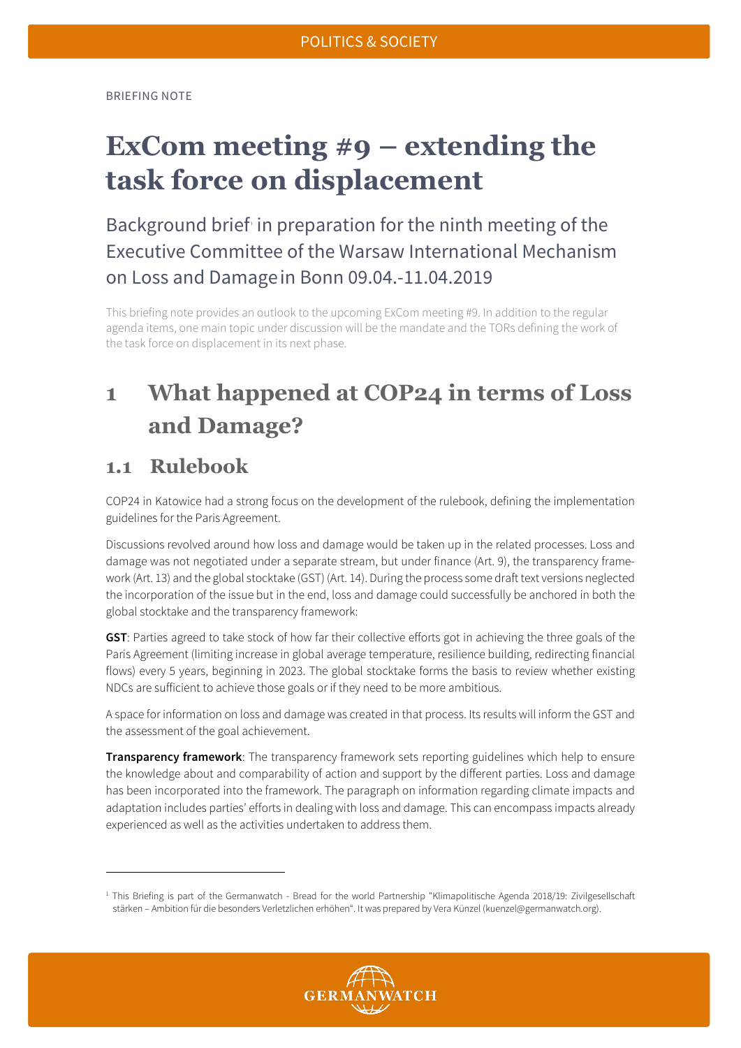BRIEFING NOTE

# ExCom meeting #9 – extending the task force on displacement

Background brief[1] in preparation for the ninth meeting of the Executive Committee of the Warsaw International Mechanism on Loss and Damage in Bonn 09.04.-11.04.2019

This briefing note provides an outlook to the upcoming ExCom meeting #9. In addition to the regular agenda items, one main topic under discussion will be the mandate and the TORs defining the work of the task force on displacement in its next phase.

## 1 What happened at COP24 in terms of Loss and Damage?

### 1.1 Rulebook

COP24 in Katowice had a strong focus on the development of the rulebook, defining the implementation guidelines for the Paris Agreement.

Discussions revolved around how loss and damage would be taken up in the related processes. Loss and damage was not negotiated under a separate stream, but under finance (Art. 9), the transparency framework (Art. 13) and the global stocktake (GST) (Art. 14). During the process some draft text versions neglected the incorporation of the issue but in the end, loss and damage could successfully be anchored in both the global stocktake and the transparency framework:

**GST**: Parties agreed to take stock of how far their collective efforts got in achieving the three goals of the Paris Agreement (limiting increase in global average temperature, resilience building, redirecting financial flows) every 5 years, beginning in 2023. The global stocktake forms the basis to review whether existing NDCs are sufficient to achieve those goals or if they need to be more ambitious.

A space for information on loss and damage was created in that process. Its results will inform the GST and the assessment of the goal achievement.

**Transparency framework**: The transparency framework sets reporting guidelines which help to ensure the knowledge about and comparability of action and support by the different parties. Loss and damage has been incorporated into the framework. The paragraph on information regarding climate impacts and adaptation includes parties' efforts in dealing with loss and damage. This can encompass impacts already experienced as well as the activities undertaken to address them.

[1] This Briefing is part of the Germanwatch - Bread for the world Partnership "Klimapolitische Agenda 2018/19: Zivilgesellschaft stärken – Ambition für die besonders Verletzlichen erhöhen". It was prepared by Vera Künzel (kuenzel@germanwatch.org).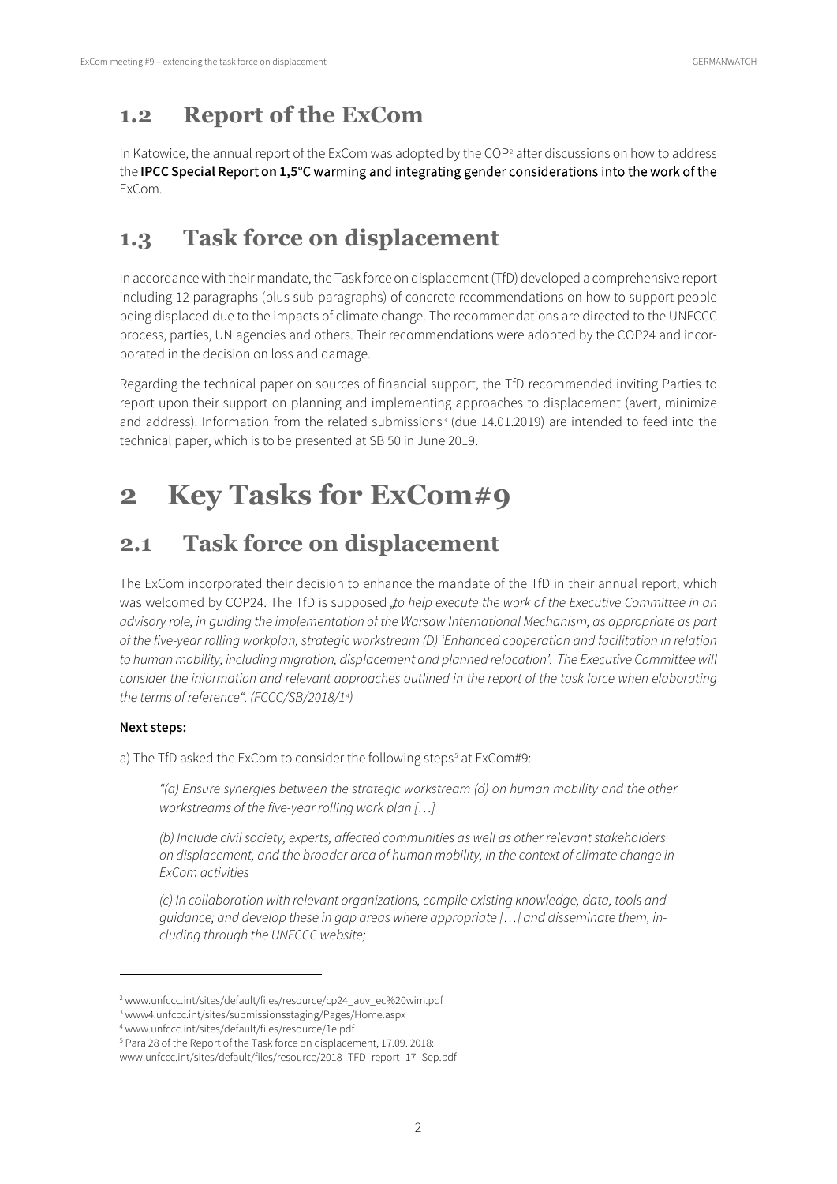## 1.2 Report of the ExCom

In Katowice, the annual report of the ExCom was adopted by the COP[2] after discussions on how to address the **IPCC Special Report on 1,5°C warming and integrating gender considerations into the work of the** ExCom.

## 1.3 Task force on displacement

In accordance with their mandate, the Task force on displacement (TfD) developed a comprehensive report including 12 paragraphs (plus sub-paragraphs) of concrete recommendations on how to support people being displaced due to the impacts of climate change. The recommendations are directed to the UNFCCC process, parties, UN agencies and others. Their recommendations were adopted by the COP24 and incorporated in the decision on loss and damage.

Regarding the technical paper on sources of financial support, the TfD recommended inviting Parties to report upon their support on planning and implementing approaches to displacement (avert, minimize and address). Information from the related submissions[3] (due 14.01.2019) are intended to feed into the technical paper, which is to be presented at SB 50 in June 2019.

# 2 Key Tasks for ExCom#9

## 2.1 Task force on displacement

The ExCom incorporated their decision to enhance the mandate of the TfD in their annual report, which was welcomed by COP24. The TfD is supposed *„to help execute the work of the Executive Committee in an advisory role, in guiding the implementation of the Warsaw International Mechanism, as appropriate as part of the five-year rolling workplan, strategic workstream (D) 'Enhanced cooperation and facilitation in relation to human mobility, including migration, displacement and planned relocation'. The Executive Committee will consider the information and relevant approaches outlined in the report of the task force when elaborating the terms of reference". (FCCC/SB/2018/1[4])*

**Next steps:**

a) The TfD asked the ExCom to consider the following steps[5] at ExCom#9:

> *"(a) Ensure synergies between the strategic workstream (d) on human mobility and the other workstreams of the five-year rolling work plan […]*
>
> *(b) Include civil society, experts, affected communities as well as other relevant stakeholders on displacement, and the broader area of human mobility, in the context of climate change in ExCom activities*
>
> *(c) In collaboration with relevant organizations, compile existing knowledge, data, tools and guidance; and develop these in gap areas where appropriate […] and disseminate them, including through the UNFCCC website;*

---

[2] www.unfccc.int/sites/default/files/resource/cp24_auv_ec%20wim.pdf

[3] www4.unfccc.int/sites/submissionsstaging/Pages/Home.aspx

[4] www.unfccc.int/sites/default/files/resource/1e.pdf

[5] Para 28 of the Report of the Task force on displacement, 17.09. 2018: www.unfccc.int/sites/default/files/resource/2018_TFD_report_17_Sep.pdf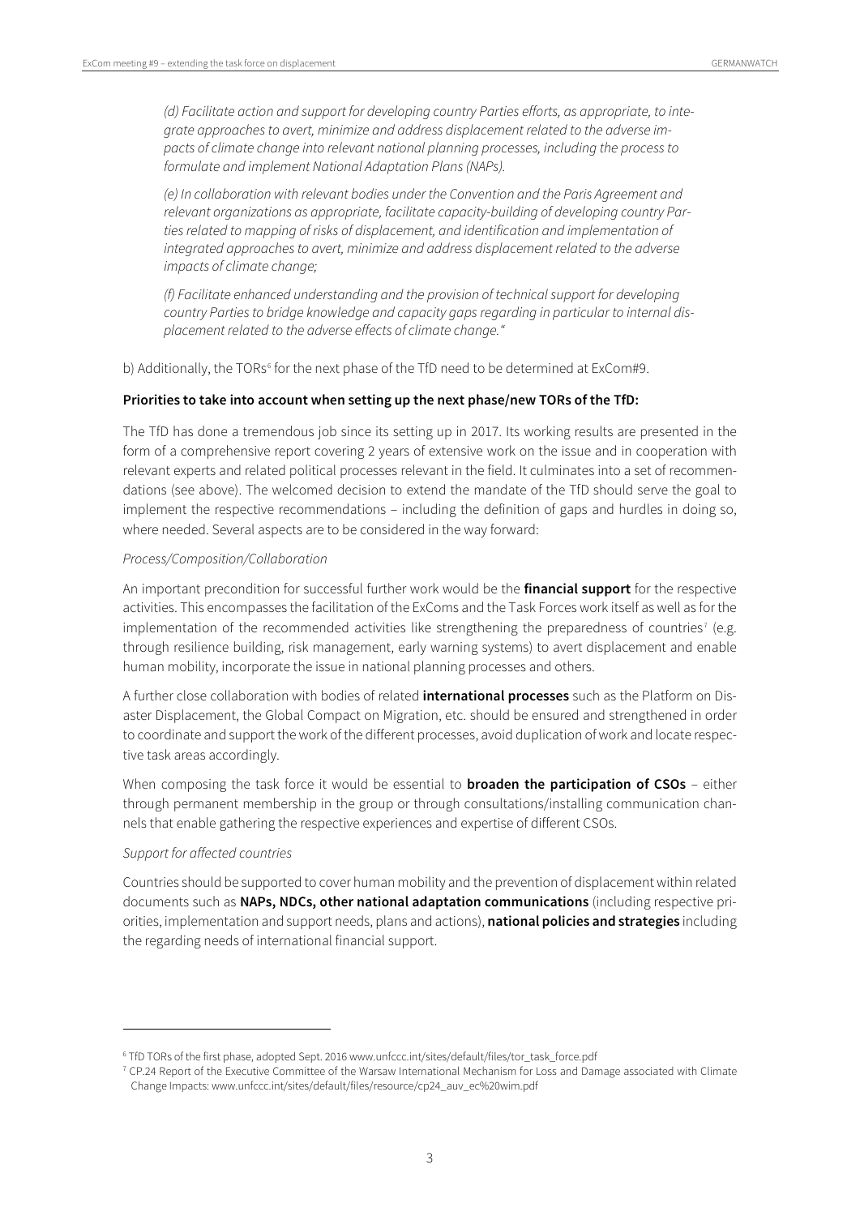*(d) Facilitate action and support for developing country Parties efforts, as appropriate, to integrate approaches to avert, minimize and address displacement related to the adverse impacts of climate change into relevant national planning processes, including the process to formulate and implement National Adaptation Plans (NAPs).*

*(e) In collaboration with relevant bodies under the Convention and the Paris Agreement and relevant organizations as appropriate, facilitate capacity-building of developing country Parties related to mapping of risks of displacement, and identification and implementation of integrated approaches to avert, minimize and address displacement related to the adverse impacts of climate change;*

*(f) Facilitate enhanced understanding and the provision of technical support for developing country Parties to bridge knowledge and capacity gaps regarding in particular to internal displacement related to the adverse effects of climate change."*

b) Additionally, the TORs[6] for the next phase of the TfD need to be determined at ExCom#9.

**Priorities to take into account when setting up the next phase/new TORs of the TfD:**

The TfD has done a tremendous job since its setting up in 2017. Its working results are presented in the form of a comprehensive report covering 2 years of extensive work on the issue and in cooperation with relevant experts and related political processes relevant in the field. It culminates into a set of recommendations (see above). The welcomed decision to extend the mandate of the TfD should serve the goal to implement the respective recommendations – including the definition of gaps and hurdles in doing so, where needed. Several aspects are to be considered in the way forward:

*Process/Composition/Collaboration*

An important precondition for successful further work would be the **financial support** for the respective activities. This encompasses the facilitation of the ExComs and the Task Forces work itself as well as for the implementation of the recommended activities like strengthening the preparedness of countries[7] (e.g. through resilience building, risk management, early warning systems) to avert displacement and enable human mobility, incorporate the issue in national planning processes and others.

A further close collaboration with bodies of related **international processes** such as the Platform on Disaster Displacement, the Global Compact on Migration, etc. should be ensured and strengthened in order to coordinate and support the work of the different processes, avoid duplication of work and locate respective task areas accordingly.

When composing the task force it would be essential to **broaden the participation of CSOs** – either through permanent membership in the group or through consultations/installing communication channels that enable gathering the respective experiences and expertise of different CSOs.

*Support for affected countries*

Countries should be supported to cover human mobility and the prevention of displacement within related documents such as **NAPs, NDCs, other national adaptation communications** (including respective priorities, implementation and support needs, plans and actions), **national policies and strategies** including the regarding needs of international financial support.

---

[6] TfD TORs of the first phase, adopted Sept. 2016 www.unfccc.int/sites/default/files/tor_task_force.pdf

[7] CP.24 Report of the Executive Committee of the Warsaw International Mechanism for Loss and Damage associated with Climate Change Impacts: www.unfccc.int/sites/default/files/resource/cp24_auv_ec%20wim.pdf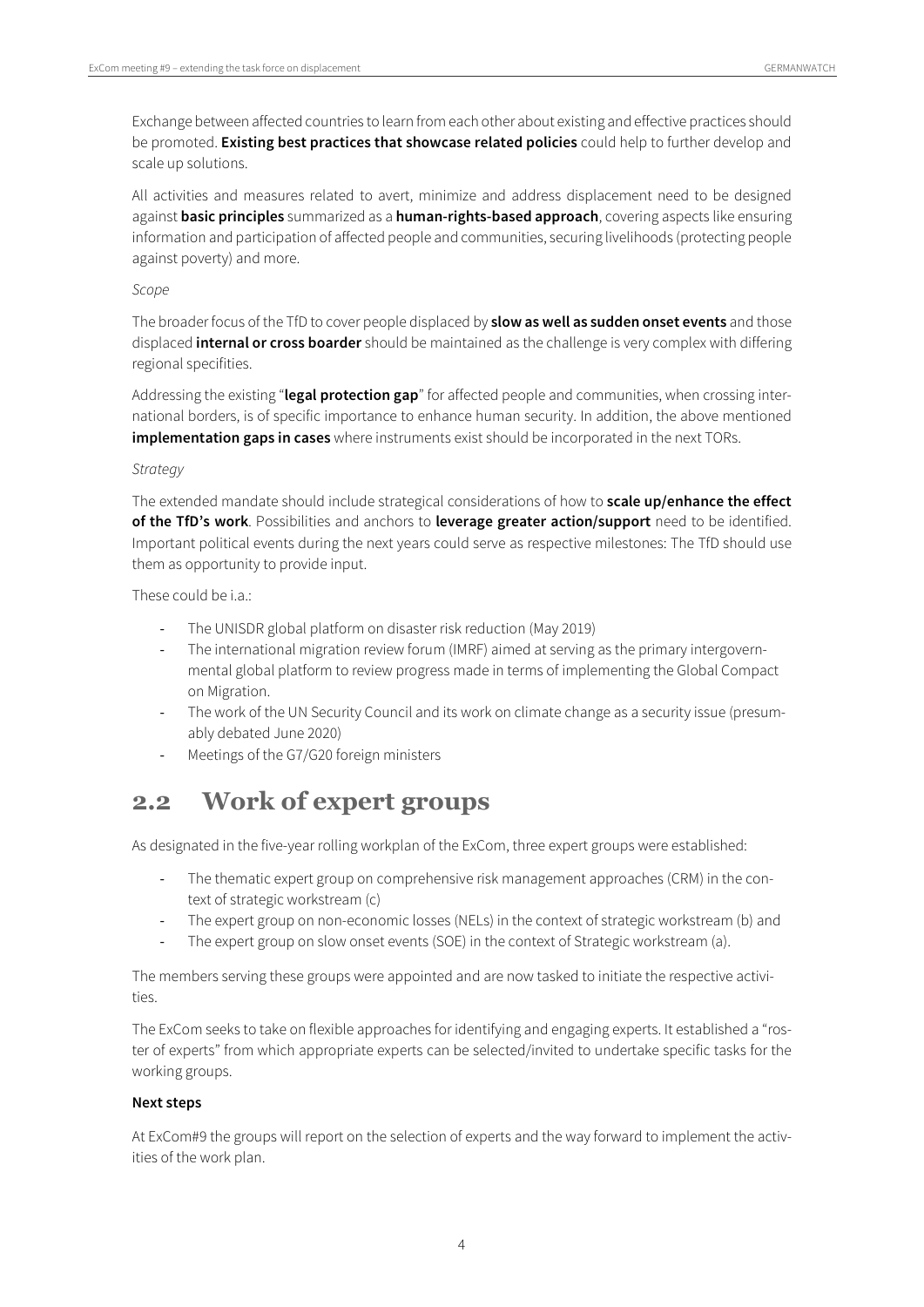Exchange between affected countries to learn from each other about existing and effective practices should be promoted. **Existing best practices that showcase related policies** could help to further develop and scale up solutions.

All activities and measures related to avert, minimize and address displacement need to be designed against **basic principles** summarized as a **human-rights-based approach**, covering aspects like ensuring information and participation of affected people and communities, securing livelihoods (protecting people against poverty) and more.

*Scope*

The broader focus of the TfD to cover people displaced by **slow as well as sudden onset events** and those displaced **internal or cross boarder** should be maintained as the challenge is very complex with differing regional specifities.

Addressing the existing "**legal protection gap**" for affected people and communities, when crossing international borders, is of specific importance to enhance human security. In addition, the above mentioned **implementation gaps in cases** where instruments exist should be incorporated in the next TORs.

*Strategy*

The extended mandate should include strategical considerations of how to **scale up/enhance the effect of the TfD's work**. Possibilities and anchors to **leverage greater action/support** need to be identified. Important political events during the next years could serve as respective milestones: The TfD should use them as opportunity to provide input.

These could be i.a.:

- The UNISDR global platform on disaster risk reduction (May 2019)
- The international migration review forum (IMRF) aimed at serving as the primary intergovernmental global platform to review progress made in terms of implementing the Global Compact on Migration.
- The work of the UN Security Council and its work on climate change as a security issue (presumably debated June 2020)
- Meetings of the G7/G20 foreign ministers

## 2.2 Work of expert groups

As designated in the five-year rolling workplan of the ExCom, three expert groups were established:

- The thematic expert group on comprehensive risk management approaches (CRM) in the context of strategic workstream (c)
- The expert group on non-economic losses (NELs) in the context of strategic workstream (b) and
- The expert group on slow onset events (SOE) in the context of Strategic workstream (a).

The members serving these groups were appointed and are now tasked to initiate the respective activities.

The ExCom seeks to take on flexible approaches for identifying and engaging experts. It established a "roster of experts" from which appropriate experts can be selected/invited to undertake specific tasks for the working groups.

**Next steps**

At ExCom#9 the groups will report on the selection of experts and the way forward to implement the activities of the work plan.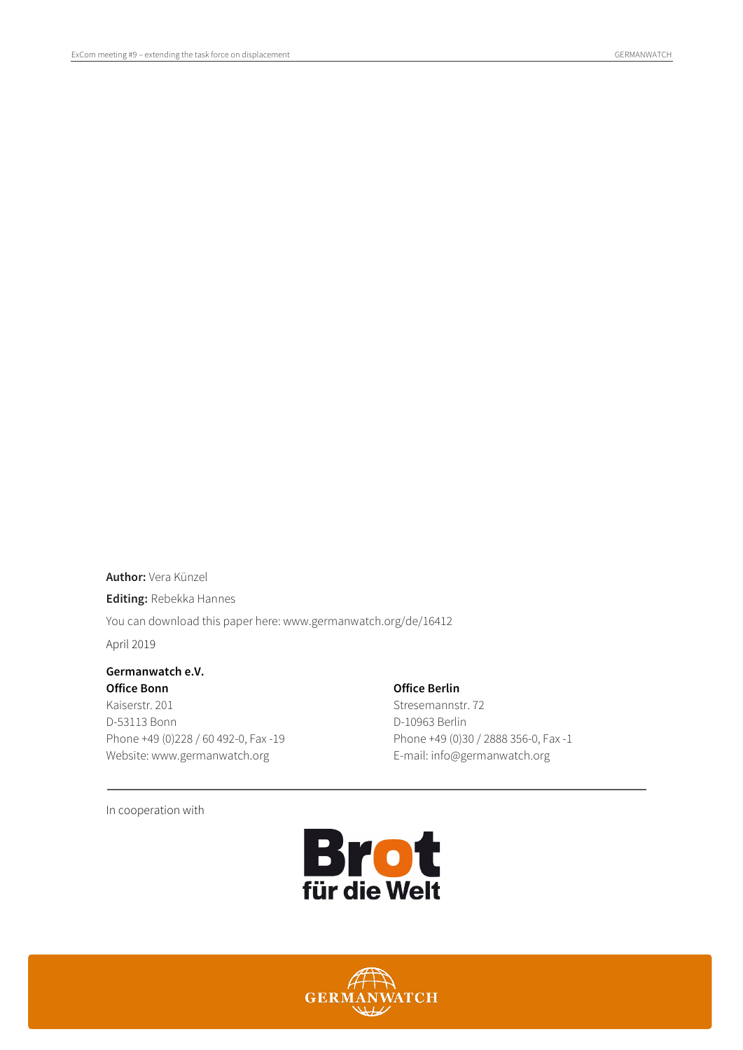**Author:** Vera Künzel

**Editing:** Rebekka Hannes

You can download this paper here: www.germanwatch.org/de/16412

April 2019

**Germanwatch e.V.**

**Office Bonn**
Kaiserstr. 201
D-53113 Bonn
Phone +49 (0)228 / 60 492-0, Fax -19
Website: www.germanwatch.org

**Office Berlin**
Stresemannstr. 72
D-10963 Berlin
Phone +49 (0)30 / 2888 356-0, Fax -1
E-mail: info@germanwatch.org

In cooperation with

Brot für die Welt

GERMANWATCH